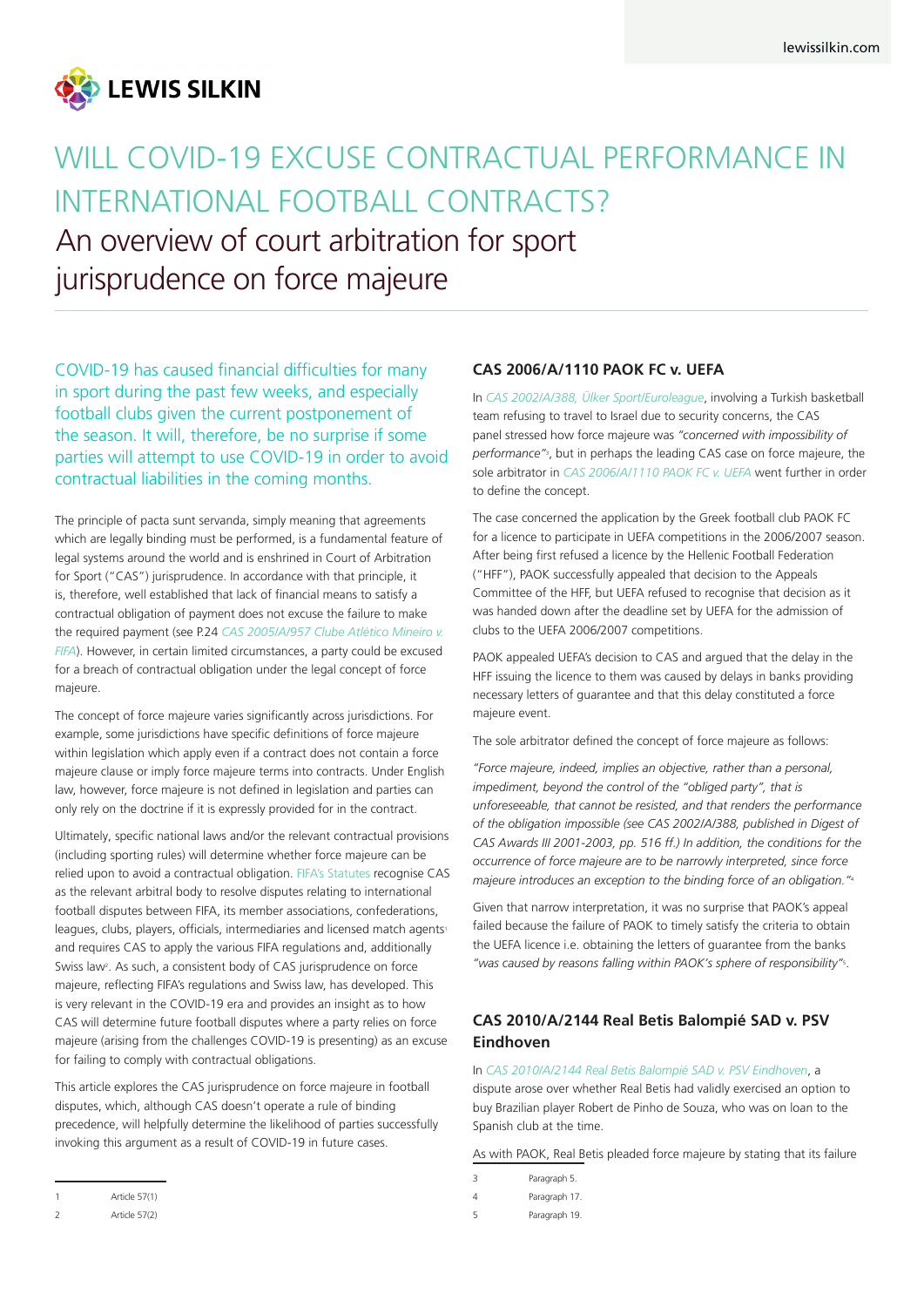# WILL COVID-19 EXCUSE CONTRACTUAL PERFORMANCE IN INTERNATIONAL FOOTBALL CONTRACTS?

## An overview of court arbitration for sport jurisprudence on force majeure

COVID-19 has caused financial difficulties for many in sport during the past few weeks, and especially football clubs given the current postponement of the season. It will, therefore, be no surprise if some parties will attempt to use COVID-19 in order to avoid contractual liabilities in the coming months.

The principle of pacta sunt servanda, simply meaning that agreements which are legally binding must be performed, is a fundamental feature of legal systems around the world and is enshrined in Court of Arbitration for Sport ("CAS") jurisprudence. In accordance with that principle, it is, therefore, well established that lack of financial means to satisfy a contractual obligation of payment does not excuse the failure to make the required payment (see P.24 CAS 2005/A/957 Clube Atlético Mineiro v. FIFA). However, in certain limited circumstances, a party could be excused for a breach of contractual obligation under the legal concept of force majeure.

The concept of force majeure varies significantly across jurisdictions. For example, some jurisdictions have specific definitions of force majeure within legislation which apply even if a contract does not contain a force majeure clause or imply force majeure terms into contracts. Under English law, however, force majeure is not defined in legislation and parties can only rely on the doctrine if it is expressly provided for in the contract.

Ultimately, specific national laws and/or the relevant contractual provisions (including sporting rules) will determine whether force majeure can be relied upon to avoid a contractual obligation. FIFA's Statutes recognise CAS as the relevant arbitral body to resolve disputes relating to international football disputes between FIFA, its member associations, confederations, leagues, clubs, players, officials, intermediaries and licensed match agents[1] and requires CAS to apply the various FIFA regulations and, additionally Swiss law[2]. As such, a consistent body of CAS jurisprudence on force majeure, reflecting FIFA's regulations and Swiss law, has developed. This is very relevant in the COVID-19 era and provides an insight as to how CAS will determine future football disputes where a party relies on force majeure (arising from the challenges COVID-19 is presenting) as an excuse for failing to comply with contractual obligations.

This article explores the CAS jurisprudence on force majeure in football disputes, which, although CAS doesn't operate a rule of binding precedence, will helpfully determine the likelihood of parties successfully invoking this argument as a result of COVID-19 in future cases.

### CAS 2006/A/1110 PAOK FC v. UEFA

In CAS 2002/A/388, Ülker Sport/Euroleague, involving a Turkish basketball team refusing to travel to Israel due to security concerns, the CAS panel stressed how force majeure was *"concerned with impossibility of performance"*[3], but in perhaps the leading CAS case on force majeure, the sole arbitrator in CAS 2006/A/1110 PAOK FC v. UEFA went further in order to define the concept.

The case concerned the application by the Greek football club PAOK FC for a licence to participate in UEFA competitions in the 2006/2007 season. After being first refused a licence by the Hellenic Football Federation ("HFF"), PAOK successfully appealed that decision to the Appeals Committee of the HFF, but UEFA refused to recognise that decision as it was handed down after the deadline set by UEFA for the admission of clubs to the UEFA 2006/2007 competitions.

PAOK appealed UEFA's decision to CAS and argued that the delay in the HFF issuing the licence to them was caused by delays in banks providing necessary letters of guarantee and that this delay constituted a force majeure event.

The sole arbitrator defined the concept of force majeure as follows:

*"Force majeure, indeed, implies an objective, rather than a personal, impediment, beyond the control of the "obliged party", that is unforeseeable, that cannot be resisted, and that renders the performance of the obligation impossible (see CAS 2002/A/388, published in Digest of CAS Awards III 2001-2003, pp. 516 ff.) In addition, the conditions for the occurrence of force majeure are to be narrowly interpreted, since force majeure introduces an exception to the binding force of an obligation."*[4]

Given that narrow interpretation, it was no surprise that PAOK's appeal failed because the failure of PAOK to timely satisfy the criteria to obtain the UEFA licence i.e. obtaining the letters of guarantee from the banks *"was caused by reasons falling within PAOK's sphere of responsibility"*[5].

### CAS 2010/A/2144 Real Betis Balompié SAD v. PSV Eindhoven

In CAS 2010/A/2144 Real Betis Balompié SAD v. PSV Eindhoven, a dispute arose over whether Real Betis had validly exercised an option to buy Brazilian player Robert de Pinho de Souza, who was on loan to the Spanish club at the time.

As with PAOK, Real Betis pleaded force majeure by stating that its failure

---

1 Article 57(1)

2 Article 57(2)

3 Paragraph 5.

4 Paragraph 17.

5 Paragraph 19.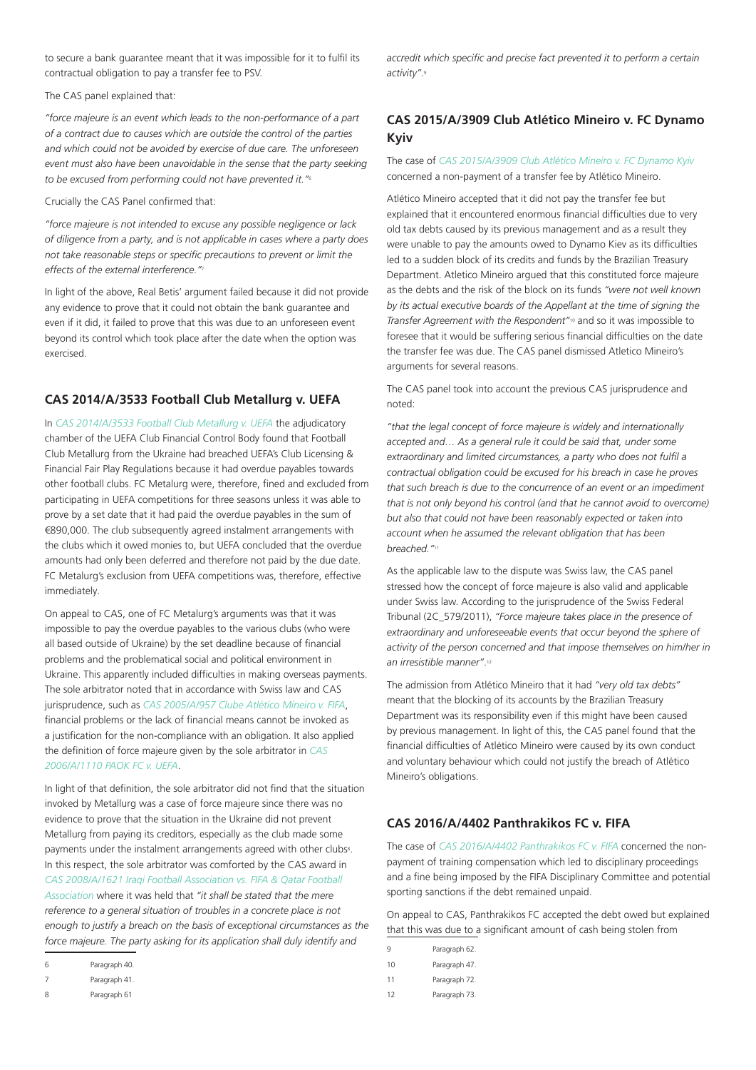to secure a bank guarantee meant that it was impossible for it to fulfil its contractual obligation to pay a transfer fee to PSV.

The CAS panel explained that:

*"force majeure is an event which leads to the non-performance of a part of a contract due to causes which are outside the control of the parties and which could not be avoided by exercise of due care. The unforeseen event must also have been unavoidable in the sense that the party seeking to be excused from performing could not have prevented it."*[6]

Crucially the CAS Panel confirmed that:

*"force majeure is not intended to excuse any possible negligence or lack of diligence from a party, and is not applicable in cases where a party does not take reasonable steps or specific precautions to prevent or limit the effects of the external interference."*[7]

In light of the above, Real Betis' argument failed because it did not provide any evidence to prove that it could not obtain the bank guarantee and even if it did, it failed to prove that this was due to an unforeseen event beyond its control which took place after the date when the option was exercised.

## CAS 2014/A/3533 Football Club Metallurg v. UEFA

In *CAS 2014/A/3533 Football Club Metallurg v. UEFA* the adjudicatory chamber of the UEFA Club Financial Control Body found that Football Club Metallurg from the Ukraine had breached UEFA's Club Licensing & Financial Fair Play Regulations because it had overdue payables towards other football clubs. FC Metalurg were, therefore, fined and excluded from participating in UEFA competitions for three seasons unless it was able to prove by a set date that it had paid the overdue payables in the sum of €890,000. The club subsequently agreed instalment arrangements with the clubs which it owed monies to, but UEFA concluded that the overdue amounts had only been deferred and therefore not paid by the due date. FC Metalurg's exclusion from UEFA competitions was, therefore, effective immediately.

On appeal to CAS, one of FC Metalurg's arguments was that it was impossible to pay the overdue payables to the various clubs (who were all based outside of Ukraine) by the set deadline because of financial problems and the problematical social and political environment in Ukraine. This apparently included difficulties in making overseas payments. The sole arbitrator noted that in accordance with Swiss law and CAS jurisprudence, such as *CAS 2005/A/957 Clube Atlético Mineiro v. FIFA*, financial problems or the lack of financial means cannot be invoked as a justification for the non-compliance with an obligation. It also applied the definition of force majeure given by the sole arbitrator in *CAS 2006/A/1110 PAOK FC v. UEFA*.

In light of that definition, the sole arbitrator did not find that the situation invoked by Metallurg was a case of force majeure since there was no evidence to prove that the situation in the Ukraine did not prevent Metallurg from paying its creditors, especially as the club made some payments under the instalment arrangements agreed with other clubs[8]. In this respect, the sole arbitrator was comforted by the CAS award in *CAS 2008/A/1621 Iraqi Football Association vs. FIFA & Qatar Football Association* where it was held that *"it shall be stated that the mere reference to a general situation of troubles in a concrete place is not enough to justify a breach on the basis of exceptional circumstances as the force majeure. The party asking for its application shall duly identify and accredit which specific and precise fact prevented it to perform a certain activity"*.[9]

## CAS 2015/A/3909 Club Atlético Mineiro v. FC Dynamo Kyiv

The case of *CAS 2015/A/3909 Club Atlético Mineiro v. FC Dynamo Kyiv* concerned a non-payment of a transfer fee by Atlético Mineiro.

Atlético Mineiro accepted that it did not pay the transfer fee but explained that it encountered enormous financial difficulties due to very old tax debts caused by its previous management and as a result they were unable to pay the amounts owed to Dynamo Kiev as its difficulties led to a sudden block of its credits and funds by the Brazilian Treasury Department. Atletico Mineiro argued that this constituted force majeure as the debts and the risk of the block on its funds *"were not well known by its actual executive boards of the Appellant at the time of signing the Transfer Agreement with the Respondent"*[10] and so it was impossible to foresee that it would be suffering serious financial difficulties on the date the transfer fee was due. The CAS panel dismissed Atletico Mineiro's arguments for several reasons.

The CAS panel took into account the previous CAS jurisprudence and noted:

*"that the legal concept of force majeure is widely and internationally accepted and… As a general rule it could be said that, under some extraordinary and limited circumstances, a party who does not fulfil a contractual obligation could be excused for his breach in case he proves that such breach is due to the concurrence of an event or an impediment that is not only beyond his control (and that he cannot avoid to overcome) but also that could not have been reasonably expected or taken into account when he assumed the relevant obligation that has been breached."*[11]

As the applicable law to the dispute was Swiss law, the CAS panel stressed how the concept of force majeure is also valid and applicable under Swiss law. According to the jurisprudence of the Swiss Federal Tribunal (2C_579/2011), *"Force majeure takes place in the presence of extraordinary and unforeseeable events that occur beyond the sphere of activity of the person concerned and that impose themselves on him/her in an irresistible manner"*.[12]

The admission from Atlético Mineiro that it had *"very old tax debts"* meant that the blocking of its accounts by the Brazilian Treasury Department was its responsibility even if this might have been caused by previous management. In light of this, the CAS panel found that the financial difficulties of Atlético Mineiro were caused by its own conduct and voluntary behaviour which could not justify the breach of Atlético Mineiro's obligations.

## CAS 2016/A/4402 Panthrakikos FC v. FIFA

The case of *CAS 2016/A/4402 Panthrakikos FC v. FIFA* concerned the non-payment of training compensation which led to disciplinary proceedings and a fine being imposed by the FIFA Disciplinary Committee and potential sporting sanctions if the debt remained unpaid.

On appeal to CAS, Panthrakikos FC accepted the debt owed but explained that this was due to a significant amount of cash being stolen from

---

6 Paragraph 40.

7 Paragraph 41.

8 Paragraph 61

9 Paragraph 62.

10 Paragraph 47.

11 Paragraph 72.

12 Paragraph 73.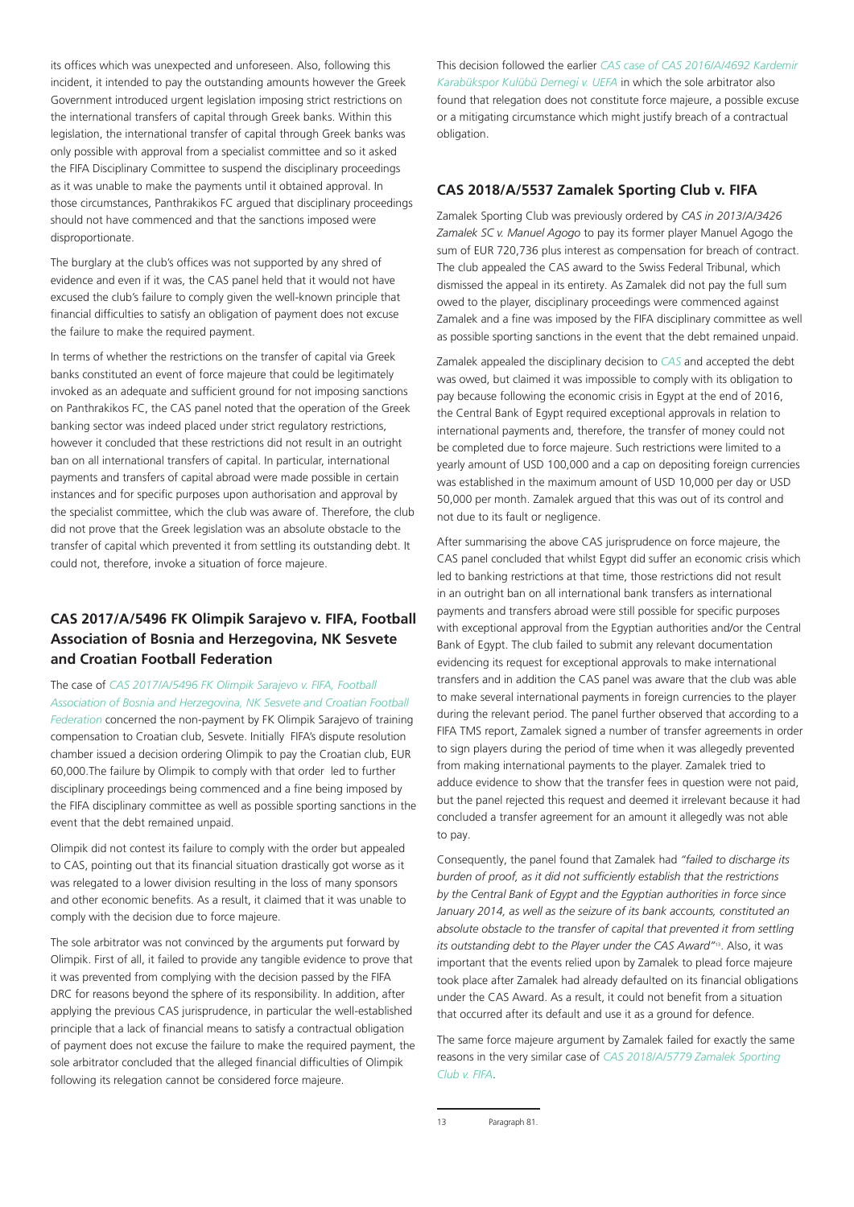its offices which was unexpected and unforeseen. Also, following this incident, it intended to pay the outstanding amounts however the Greek Government introduced urgent legislation imposing strict restrictions on the international transfers of capital through Greek banks. Within this legislation, the international transfer of capital through Greek banks was only possible with approval from a specialist committee and so it asked the FIFA Disciplinary Committee to suspend the disciplinary proceedings as it was unable to make the payments until it obtained approval. In those circumstances, Panthrakikos FC argued that disciplinary proceedings should not have commenced and that the sanctions imposed were disproportionate.

The burglary at the club's offices was not supported by any shred of evidence and even if it was, the CAS panel held that it would not have excused the club's failure to comply given the well-known principle that financial difficulties to satisfy an obligation of payment does not excuse the failure to make the required payment.

In terms of whether the restrictions on the transfer of capital via Greek banks constituted an event of force majeure that could be legitimately invoked as an adequate and sufficient ground for not imposing sanctions on Panthrakikos FC, the CAS panel noted that the operation of the Greek banking sector was indeed placed under strict regulatory restrictions, however it concluded that these restrictions did not result in an outright ban on all international transfers of capital. In particular, international payments and transfers of capital abroad were made possible in certain instances and for specific purposes upon authorisation and approval by the specialist committee, which the club was aware of. Therefore, the club did not prove that the Greek legislation was an absolute obstacle to the transfer of capital which prevented it from settling its outstanding debt. It could not, therefore, invoke a situation of force majeure.

## CAS 2017/A/5496 FK Olimpik Sarajevo v. FIFA, Football Association of Bosnia and Herzegovina, NK Sesvete and Croatian Football Federation

The case of *CAS 2017/A/5496 FK Olimpik Sarajevo v. FIFA, Football Association of Bosnia and Herzegovina, NK Sesvete and Croatian Football Federation* concerned the non-payment by FK Olimpik Sarajevo of training compensation to Croatian club, Sesvete. Initially FIFA's dispute resolution chamber issued a decision ordering Olimpik to pay the Croatian club, EUR 60,000.The failure by Olimpik to comply with that order led to further disciplinary proceedings being commenced and a fine being imposed by the FIFA disciplinary committee as well as possible sporting sanctions in the event that the debt remained unpaid.

Olimpik did not contest its failure to comply with the order but appealed to CAS, pointing out that its financial situation drastically got worse as it was relegated to a lower division resulting in the loss of many sponsors and other economic benefits. As a result, it claimed that it was unable to comply with the decision due to force majeure.

The sole arbitrator was not convinced by the arguments put forward by Olimpik. First of all, it failed to provide any tangible evidence to prove that it was prevented from complying with the decision passed by the FIFA DRC for reasons beyond the sphere of its responsibility. In addition, after applying the previous CAS jurisprudence, in particular the well-established principle that a lack of financial means to satisfy a contractual obligation of payment does not excuse the failure to make the required payment, the sole arbitrator concluded that the alleged financial difficulties of Olimpik following its relegation cannot be considered force majeure.

This decision followed the earlier *CAS case of CAS 2016/A/4692 Kardemir Karabükspor Kulübü Dernegi v. UEFA* in which the sole arbitrator also found that relegation does not constitute force majeure, a possible excuse or a mitigating circumstance which might justify breach of a contractual obligation.

## CAS 2018/A/5537 Zamalek Sporting Club v. FIFA

Zamalek Sporting Club was previously ordered by *CAS in 2013/A/3426 Zamalek SC v. Manuel Agogo* to pay its former player Manuel Agogo the sum of EUR 720,736 plus interest as compensation for breach of contract. The club appealed the CAS award to the Swiss Federal Tribunal, which dismissed the appeal in its entirety. As Zamalek did not pay the full sum owed to the player, disciplinary proceedings were commenced against Zamalek and a fine was imposed by the FIFA disciplinary committee as well as possible sporting sanctions in the event that the debt remained unpaid.

Zamalek appealed the disciplinary decision to *CAS* and accepted the debt was owed, but claimed it was impossible to comply with its obligation to pay because following the economic crisis in Egypt at the end of 2016, the Central Bank of Egypt required exceptional approvals in relation to international payments and, therefore, the transfer of money could not be completed due to force majeure. Such restrictions were limited to a yearly amount of USD 100,000 and a cap on depositing foreign currencies was established in the maximum amount of USD 10,000 per day or USD 50,000 per month. Zamalek argued that this was out of its control and not due to its fault or negligence.

After summarising the above CAS jurisprudence on force majeure, the CAS panel concluded that whilst Egypt did suffer an economic crisis which led to banking restrictions at that time, those restrictions did not result in an outright ban on all international bank transfers as international payments and transfers abroad were still possible for specific purposes with exceptional approval from the Egyptian authorities and/or the Central Bank of Egypt. The club failed to submit any relevant documentation evidencing its request for exceptional approvals to make international transfers and in addition the CAS panel was aware that the club was able to make several international payments in foreign currencies to the player during the relevant period. The panel further observed that according to a FIFA TMS report, Zamalek signed a number of transfer agreements in order to sign players during the period of time when it was allegedly prevented from making international payments to the player. Zamalek tried to adduce evidence to show that the transfer fees in question were not paid, but the panel rejected this request and deemed it irrelevant because it had concluded a transfer agreement for an amount it allegedly was not able to pay.

Consequently, the panel found that Zamalek had *"failed to discharge its burden of proof, as it did not sufficiently establish that the restrictions by the Central Bank of Egypt and the Egyptian authorities in force since January 2014, as well as the seizure of its bank accounts, constituted an absolute obstacle to the transfer of capital that prevented it from settling its outstanding debt to the Player under the CAS Award"*[13]. Also, it was important that the events relied upon by Zamalek to plead force majeure took place after Zamalek had already defaulted on its financial obligations under the CAS Award. As a result, it could not benefit from a situation that occurred after its default and use it as a ground for defence.

The same force majeure argument by Zamalek failed for exactly the same reasons in the very similar case of *CAS 2018/A/5779 Zamalek Sporting Club v. FIFA*.

---

[13] Paragraph 81.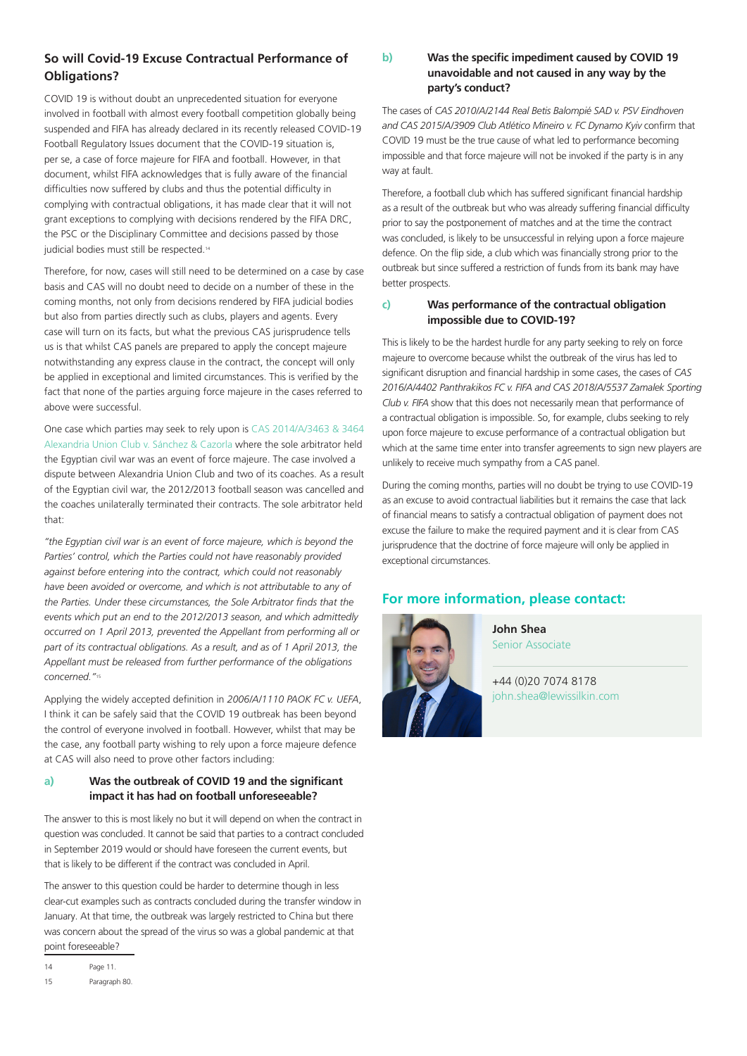## So will Covid-19 Excuse Contractual Performance of Obligations?

COVID 19 is without doubt an unprecedented situation for everyone involved in football with almost every football competition globally being suspended and FIFA has already declared in its recently released COVID-19 Football Regulatory Issues document that the COVID-19 situation is, per se, a case of force majeure for FIFA and football. However, in that document, whilst FIFA acknowledges that is fully aware of the financial difficulties now suffered by clubs and thus the potential difficulty in complying with contractual obligations, it has made clear that it will not grant exceptions to complying with decisions rendered by the FIFA DRC, the PSC or the Disciplinary Committee and decisions passed by those judicial bodies must still be respected.[14]

Therefore, for now, cases will still need to be determined on a case by case basis and CAS will no doubt need to decide on a number of these in the coming months, not only from decisions rendered by FIFA judicial bodies but also from parties directly such as clubs, players and agents. Every case will turn on its facts, but what the previous CAS jurisprudence tells us is that whilst CAS panels are prepared to apply the concept majeure notwithstanding any express clause in the contract, the concept will only be applied in exceptional and limited circumstances. This is verified by the fact that none of the parties arguing force majeure in the cases referred to above were successful.

One case which parties may seek to rely upon is CAS 2014/A/3463 & 3464 Alexandria Union Club v. Sánchez & Cazorla where the sole arbitrator held the Egyptian civil war was an event of force majeure. The case involved a dispute between Alexandria Union Club and two of its coaches. As a result of the Egyptian civil war, the 2012/2013 football season was cancelled and the coaches unilaterally terminated their contracts. The sole arbitrator held that:

*"the Egyptian civil war is an event of force majeure, which is beyond the Parties' control, which the Parties could not have reasonably provided against before entering into the contract, which could not reasonably have been avoided or overcome, and which is not attributable to any of the Parties. Under these circumstances, the Sole Arbitrator finds that the events which put an end to the 2012/2013 season, and which admittedly occurred on 1 April 2013, prevented the Appellant from performing all or part of its contractual obligations. As a result, and as of 1 April 2013, the Appellant must be released from further performance of the obligations concerned."*[15]

Applying the widely accepted definition in *2006/A/1110 PAOK FC v. UEFA*, I think it can be safely said that the COVID 19 outbreak has been beyond the control of everyone involved in football. However, whilst that may be the case, any football party wishing to rely upon a force majeure defence at CAS will also need to prove other factors including:

### a) Was the outbreak of COVID 19 and the significant impact it has had on football unforeseeable?

The answer to this is most likely no but it will depend on when the contract in question was concluded. It cannot be said that parties to a contract concluded in September 2019 would or should have foreseen the current events, but that is likely to be different if the contract was concluded in April.

The answer to this question could be harder to determine though in less clear-cut examples such as contracts concluded during the transfer window in January. At that time, the outbreak was largely restricted to China but there was concern about the spread of the virus so was a global pandemic at that point foreseeable?

### b) Was the specific impediment caused by COVID 19 unavoidable and not caused in any way by the party's conduct?

The cases of *CAS 2010/A/2144 Real Betis Balompié SAD v. PSV Eindhoven and CAS 2015/A/3909 Club Atlético Mineiro v. FC Dynamo Kyiv* confirm that COVID 19 must be the true cause of what led to performance becoming impossible and that force majeure will not be invoked if the party is in any way at fault.

Therefore, a football club which has suffered significant financial hardship as a result of the outbreak but who was already suffering financial difficulty prior to say the postponement of matches and at the time the contract was concluded, is likely to be unsuccessful in relying upon a force majeure defence. On the flip side, a club which was financially strong prior to the outbreak but since suffered a restriction of funds from its bank may have better prospects.

### c) Was performance of the contractual obligation impossible due to COVID-19?

This is likely to be the hardest hurdle for any party seeking to rely on force majeure to overcome because whilst the outbreak of the virus has led to significant disruption and financial hardship in some cases, the cases of *CAS 2016/A/4402 Panthrakikos FC v. FIFA and CAS 2018/A/5537 Zamalek Sporting Club v. FIFA* show that this does not necessarily mean that performance of a contractual obligation is impossible. So, for example, clubs seeking to rely upon force majeure to excuse performance of a contractual obligation but which at the same time enter into transfer agreements to sign new players are unlikely to receive much sympathy from a CAS panel.

During the coming months, parties will no doubt be trying to use COVID-19 as an excuse to avoid contractual liabilities but it remains the case that lack of financial means to satisfy a contractual obligation of payment does not excuse the failure to make the required payment and it is clear from CAS jurisprudence that the doctrine of force majeure will only be applied in exceptional circumstances.

## For more information, please contact:

**John Shea**
Senior Associate

+44 (0)20 7074 8178
john.shea@lewissilkin.com

---

14 Page 11.
15 Paragraph 80.